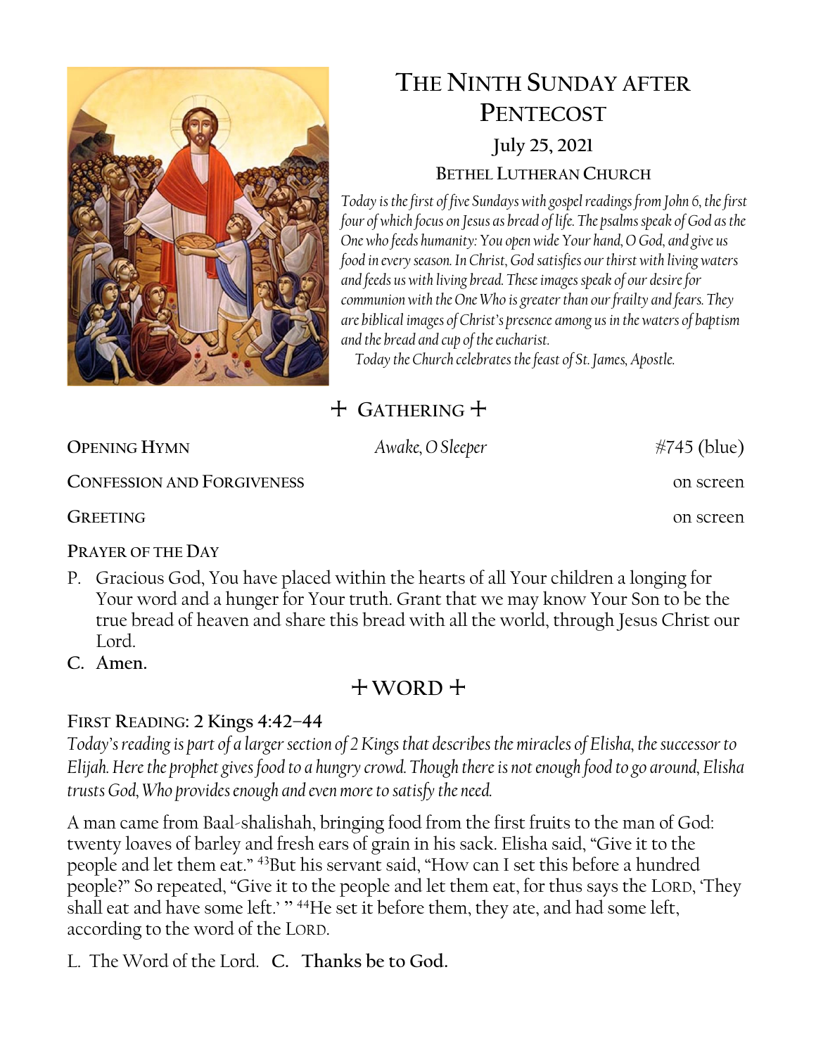# The Ninth Sunday after Pentecost

**July 25, 2021**

**Bethel Lutheran Church**

*Today is the first of five Sundays with gospel readings from John 6, the first four of which focus on Jesus as bread of life. The psalms speak of God as the One who feeds humanity: You open wide Your hand, O God, and give us food in every season. In Christ, God satisfies our thirst with living waters and feeds us with living bread. These images speak of our desire for communion with the One Who is greater than our frailty and fears. They are biblical images of Christ's presence among us in the waters of baptism and the bread and cup of the eucharist.*

*Today the Church celebrates the feast of St. James, Apostle.*

## + Gathering +

**Opening Hymn** — *Awake, O Sleeper* — #745 (blue)

**Confession and Forgiveness** — on screen

**Greeting** — on screen

**Prayer of the Day**

P. Gracious God, You have placed within the hearts of all Your children a longing for Your word and a hunger for Your truth. Grant that we may know Your Son to be the true bread of heaven and share this bread with all the world, through Jesus Christ our Lord.

C. **Amen.**

## + Word +

**First Reading: 2 Kings 4:42–44**

*Today's reading is part of a larger section of 2 Kings that describes the miracles of Elisha, the successor to Elijah. Here the prophet gives food to a hungry crowd. Though there is not enough food to go around, Elisha trusts God, Who provides enough and even more to satisfy the need.*

A man came from Baal-shalishah, bringing food from the first fruits to the man of God: twenty loaves of barley and fresh ears of grain in his sack. Elisha said, "Give it to the people and let them eat." [43]But his servant said, "How can I set this before a hundred people?" So repeated, "Give it to the people and let them eat, for thus says the LORD, 'They shall eat and have some left.' " [44]He set it before them, they ate, and had some left, according to the word of the LORD.

L. The Word of the Lord. **C. Thanks be to God.**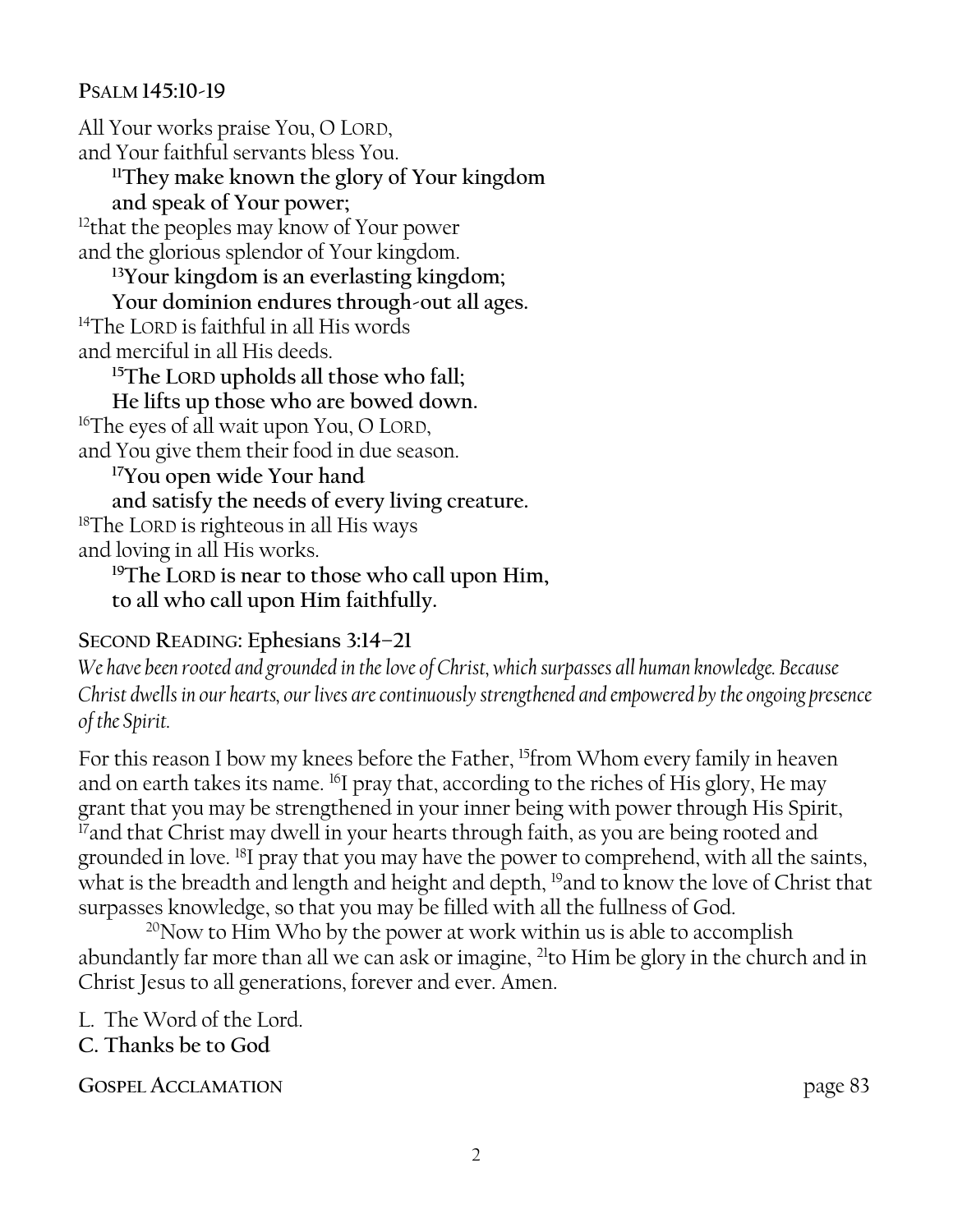**Psalm 145:10-19**

All Your works praise You, O LORD,
and Your faithful servants bless You.
**[11]They make known the glory of Your kingdom**
**and speak of Your power;**
[12]that the peoples may know of Your power
and the glorious splendor of Your kingdom.
**[13]Your kingdom is an everlasting kingdom;**
**Your dominion endures through-out all ages.**
[14]The LORD is faithful in all His words
and merciful in all His deeds.
**[15]The LORD upholds all those who fall;**
**He lifts up those who are bowed down.**
[16]The eyes of all wait upon You, O LORD,
and You give them their food in due season.
**[17]You open wide Your hand**
**and satisfy the needs of every living creature.**
[18]The LORD is righteous in all His ways
and loving in all His works.
**[19]The LORD is near to those who call upon Him,**
**to all who call upon Him faithfully.**

**Second Reading: Ephesians 3:14–21**

*We have been rooted and grounded in the love of Christ, which surpasses all human knowledge. Because Christ dwells in our hearts, our lives are continuously strengthened and empowered by the ongoing presence of the Spirit.*

For this reason I bow my knees before the Father, [15]from Whom every family in heaven and on earth takes its name. [16]I pray that, according to the riches of His glory, He may grant that you may be strengthened in your inner being with power through His Spirit, [17]and that Christ may dwell in your hearts through faith, as you are being rooted and grounded in love. [18]I pray that you may have the power to comprehend, with all the saints, what is the breadth and length and height and depth, [19]and to know the love of Christ that surpasses knowledge, so that you may be filled with all the fullness of God.

[20]Now to Him Who by the power at work within us is able to accomplish abundantly far more than all we can ask or imagine, [21]to Him be glory in the church and in Christ Jesus to all generations, forever and ever. Amen.

L. The Word of the Lord.
**C. Thanks be to God**

**Gospel Acclamation** page 83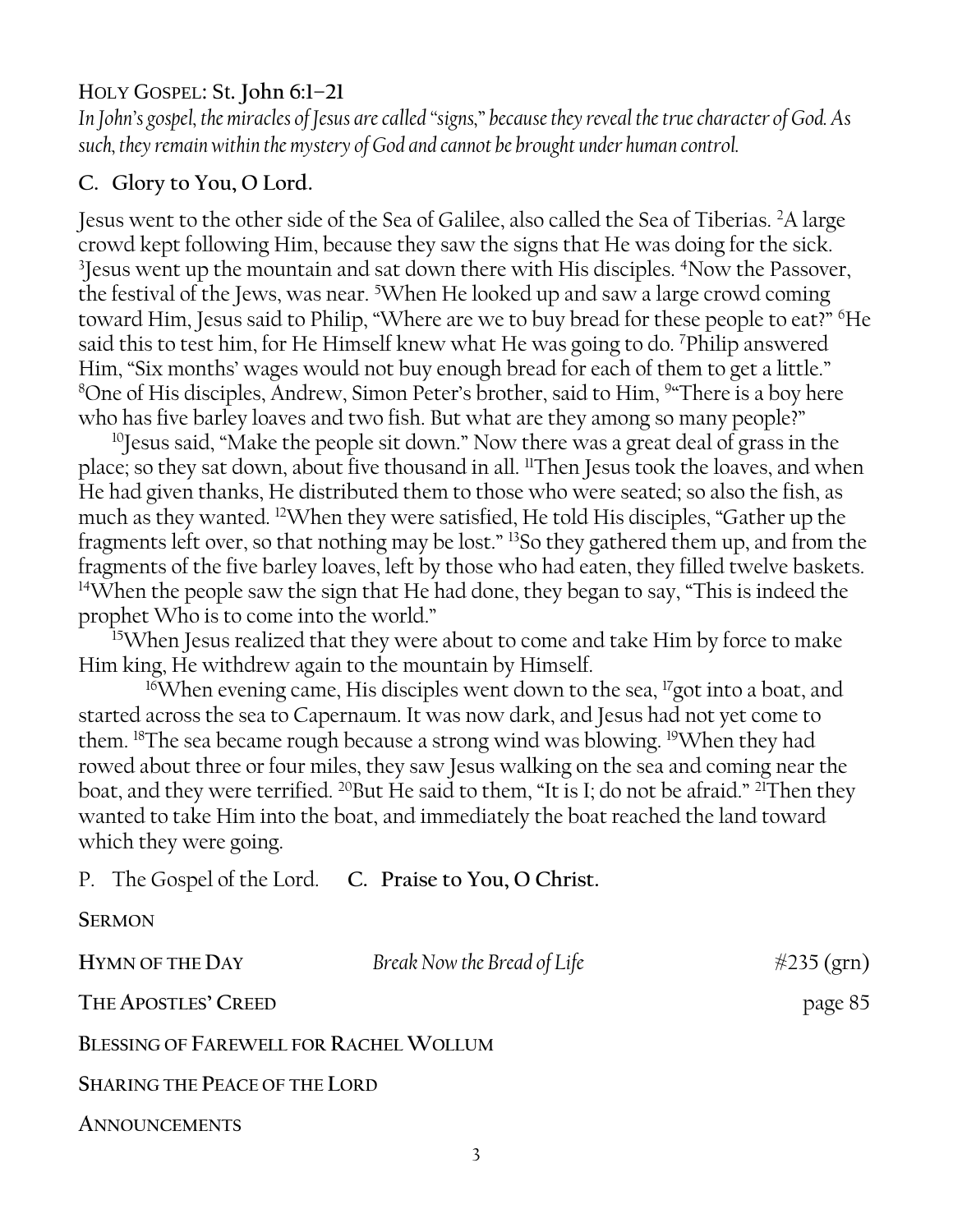## Holy Gospel: St. John 6:1–21

*In John's gospel, the miracles of Jesus are called "signs," because they reveal the true character of God. As such, they remain within the mystery of God and cannot be brought under human control.*

**C. Glory to You, O Lord.**

Jesus went to the other side of the Sea of Galilee, also called the Sea of Tiberias. [2]A large crowd kept following Him, because they saw the signs that He was doing for the sick. [3]Jesus went up the mountain and sat down there with His disciples. [4]Now the Passover, the festival of the Jews, was near. [5]When He looked up and saw a large crowd coming toward Him, Jesus said to Philip, "Where are we to buy bread for these people to eat?" [6]He said this to test him, for He Himself knew what He was going to do. [7]Philip answered Him, "Six months' wages would not buy enough bread for each of them to get a little." [8]One of His disciples, Andrew, Simon Peter's brother, said to Him, [9]"There is a boy here who has five barley loaves and two fish. But what are they among so many people?"

[10]Jesus said, "Make the people sit down." Now there was a great deal of grass in the place; so they sat down, about five thousand in all. [11]Then Jesus took the loaves, and when He had given thanks, He distributed them to those who were seated; so also the fish, as much as they wanted. [12]When they were satisfied, He told His disciples, "Gather up the fragments left over, so that nothing may be lost." [13]So they gathered them up, and from the fragments of the five barley loaves, left by those who had eaten, they filled twelve baskets. [14]When the people saw the sign that He had done, they began to say, "This is indeed the prophet Who is to come into the world."

[15]When Jesus realized that they were about to come and take Him by force to make Him king, He withdrew again to the mountain by Himself.

[16]When evening came, His disciples went down to the sea, [17]got into a boat, and started across the sea to Capernaum. It was now dark, and Jesus had not yet come to them. [18]The sea became rough because a strong wind was blowing. [19]When they had rowed about three or four miles, they saw Jesus walking on the sea and coming near the boat, and they were terrified. [20]But He said to them, "It is I; do not be afraid." [21]Then they wanted to take Him into the boat, and immediately the boat reached the land toward which they were going.

P. The Gospel of the Lord. **C. Praise to You, O Christ.**

**Sermon**

**Hymn of the Day** — *Break Now the Bread of Life* — #235 (grn)

**The Apostles' Creed** — page 85

**Blessing of Farewell for Rachel Wollum**

**Sharing the Peace of the Lord**

**Announcements**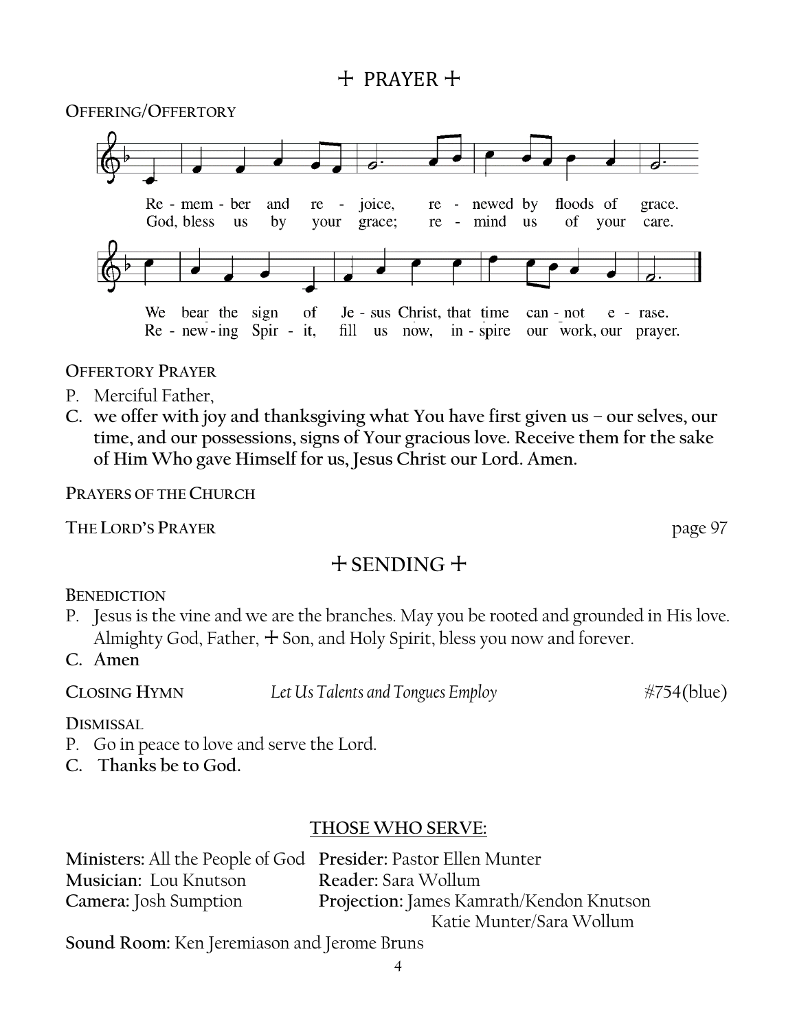## + PRAYER +

**OFFERING/OFFERTORY**

Re-mem-ber and re-joice, re-newed by floods of grace.
God, bless us by your grace; re-mind us of your care.

We bear the sign of Je-sus Christ, that time can-not e-rase.
Re-new-ing Spir-it, fill us now, in-spire our work, our prayer.

**OFFERTORY PRAYER**

P. Merciful Father,

**C. we offer with joy and thanksgiving what You have first given us – our selves, our time, and our possessions, signs of Your gracious love. Receive them for the sake of Him Who gave Himself for us, Jesus Christ our Lord. Amen.**

**PRAYERS OF THE CHURCH**

**THE LORD'S PRAYER** page 97

## + SENDING +

**BENEDICTION**

P. Jesus is the vine and we are the branches. May you be rooted and grounded in His love. Almighty God, Father, + Son, and Holy Spirit, bless you now and forever.

**C. Amen**

**CLOSING HYMN** *Let Us Talents and Tongues Employ* #754(blue)

**DISMISSAL**

P. Go in peace to love and serve the Lord.

**C. Thanks be to God.**

### THOSE WHO SERVE:

**Ministers:** All the People of God
**Presider:** Pastor Ellen Munter
**Musician:** Lou Knutson
**Reader:** Sara Wollum
**Camera:** Josh Sumption
**Projection:** James Kamrath/Kendon Knutson, Katie Munter/Sara Wollum
**Sound Room:** Ken Jeremiason and Jerome Bruns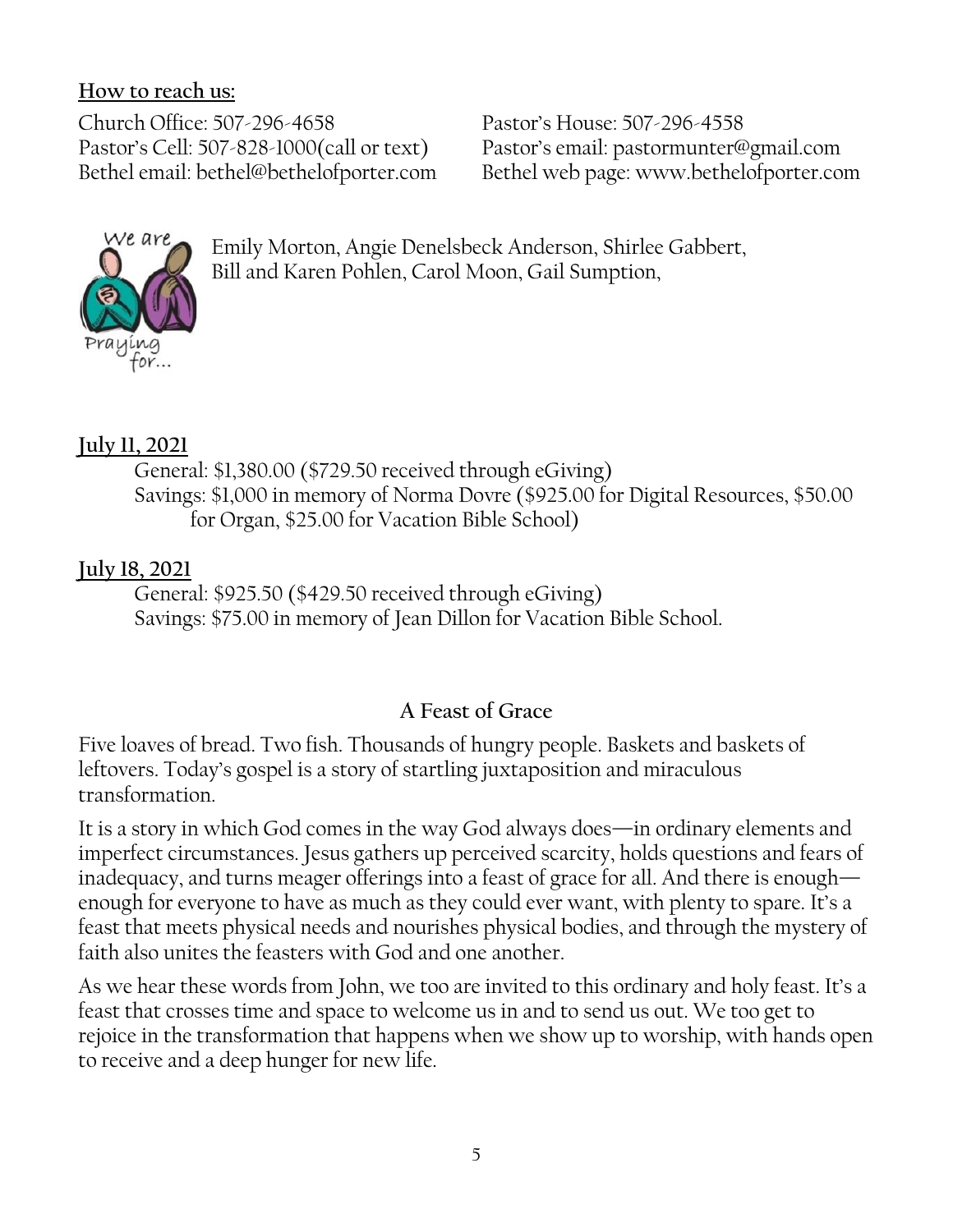**How to reach us:**

Church Office: 507-296-4658
Pastor's House: 507-296-4558
Pastor's Cell: 507-828-1000(call or text)
Pastor's email: pastormunter@gmail.com
Bethel email: bethel@bethelofporter.com
Bethel web page: www.bethelofporter.com

We are Praying for...

Emily Morton, Angie Denelsbeck Anderson, Shirlee Gabbert, Bill and Karen Pohlen, Carol Moon, Gail Sumption,

**July 11, 2021**

General: $1,380.00 ($729.50 received through eGiving)
Savings: $1,000 in memory of Norma Dovre ($925.00 for Digital Resources, $50.00 for Organ, $25.00 for Vacation Bible School)

**July 18, 2021**

General: $925.50 ($429.50 received through eGiving)
Savings: $75.00 in memory of Jean Dillon for Vacation Bible School.

## A Feast of Grace

Five loaves of bread. Two fish. Thousands of hungry people. Baskets and baskets of leftovers. Today's gospel is a story of startling juxtaposition and miraculous transformation.

It is a story in which God comes in the way God always does—in ordinary elements and imperfect circumstances. Jesus gathers up perceived scarcity, holds questions and fears of inadequacy, and turns meager offerings into a feast of grace for all. And there is enough—enough for everyone to have as much as they could ever want, with plenty to spare. It's a feast that meets physical needs and nourishes physical bodies, and through the mystery of faith also unites the feasters with God and one another.

As we hear these words from John, we too are invited to this ordinary and holy feast. It's a feast that crosses time and space to welcome us in and to send us out. We too get to rejoice in the transformation that happens when we show up to worship, with hands open to receive and a deep hunger for new life.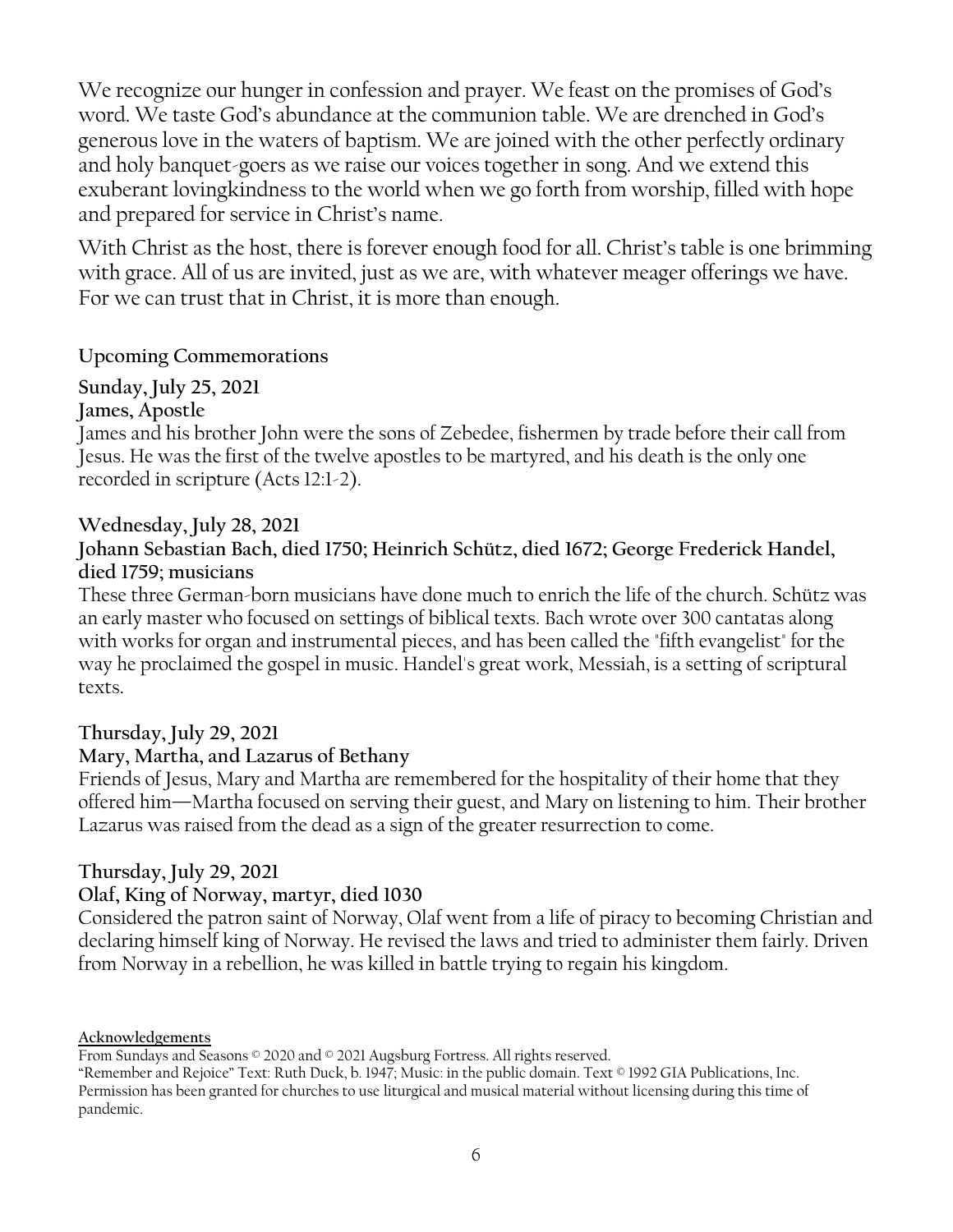We recognize our hunger in confession and prayer. We feast on the promises of God's word. We taste God's abundance at the communion table. We are drenched in God's generous love in the waters of baptism. We are joined with the other perfectly ordinary and holy banquet-goers as we raise our voices together in song. And we extend this exuberant lovingkindness to the world when we go forth from worship, filled with hope and prepared for service in Christ's name.

With Christ as the host, there is forever enough food for all. Christ's table is one brimming with grace. All of us are invited, just as we are, with whatever meager offerings we have. For we can trust that in Christ, it is more than enough.

**Upcoming Commemorations**

**Sunday, July 25, 2021**
**James, Apostle**
James and his brother John were the sons of Zebedee, fishermen by trade before their call from Jesus. He was the first of the twelve apostles to be martyred, and his death is the only one recorded in scripture (Acts 12:1-2).

**Wednesday, July 28, 2021**
**Johann Sebastian Bach, died 1750; Heinrich Schütz, died 1672; George Frederick Handel, died 1759; musicians**
These three German-born musicians have done much to enrich the life of the church. Schütz was an early master who focused on settings of biblical texts. Bach wrote over 300 cantatas along with works for organ and instrumental pieces, and has been called the "fifth evangelist" for the way he proclaimed the gospel in music. Handel's great work, Messiah, is a setting of scriptural texts.

**Thursday, July 29, 2021**
**Mary, Martha, and Lazarus of Bethany**
Friends of Jesus, Mary and Martha are remembered for the hospitality of their home that they offered him—Martha focused on serving their guest, and Mary on listening to him. Their brother Lazarus was raised from the dead as a sign of the greater resurrection to come.

**Thursday, July 29, 2021**
**Olaf, King of Norway, martyr, died 1030**
Considered the patron saint of Norway, Olaf went from a life of piracy to becoming Christian and declaring himself king of Norway. He revised the laws and tried to administer them fairly. Driven from Norway in a rebellion, he was killed in battle trying to regain his kingdom.

**Acknowledgements**
From Sundays and Seasons © 2020 and © 2021 Augsburg Fortress. All rights reserved.
"Remember and Rejoice" Text: Ruth Duck, b. 1947; Music: in the public domain. Text © 1992 GIA Publications, Inc.
Permission has been granted for churches to use liturgical and musical material without licensing during this time of pandemic.